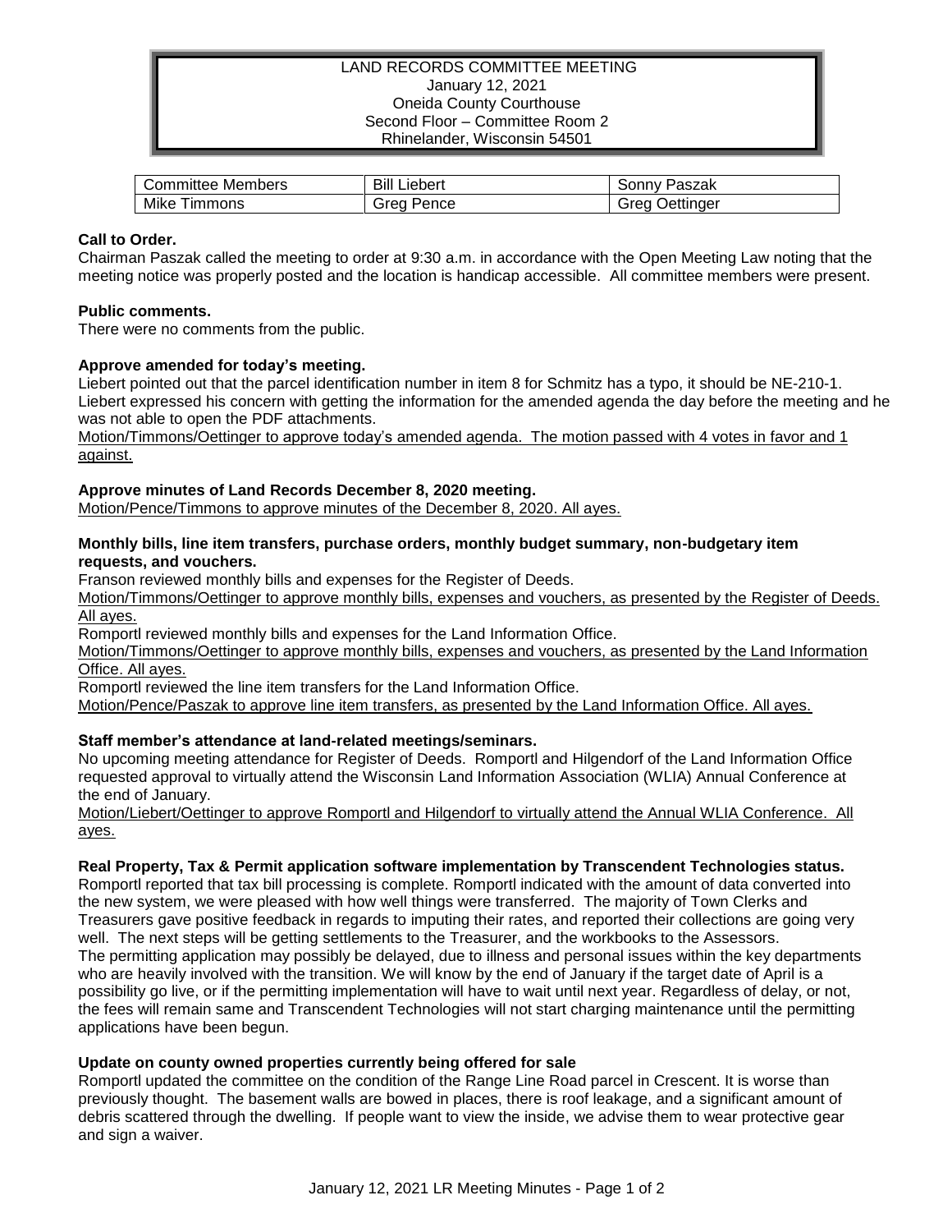# LAND RECORDS COMMITTEE MEETING

January 12, 2021
Oneida County Courthouse
Second Floor – Committee Room 2
Rhinelander, Wisconsin 54501

| Committee Members | Bill Liebert | Sonny Paszak |
|---|---|---|
| Mike Timmons | Greg Pence | Greg Oettinger |

**Call to Order.**

Chairman Paszak called the meeting to order at 9:30 a.m. in accordance with the Open Meeting Law noting that the meeting notice was properly posted and the location is handicap accessible. All committee members were present.

**Public comments.**

There were no comments from the public.

**Approve amended for today's meeting.**

Liebert pointed out that the parcel identification number in item 8 for Schmitz has a typo, it should be NE-210-1. Liebert expressed his concern with getting the information for the amended agenda the day before the meeting and he was not able to open the PDF attachments.

Motion/Timmons/Oettinger to approve today's amended agenda. The motion passed with 4 votes in favor and 1 against.

**Approve minutes of Land Records December 8, 2020 meeting.**

Motion/Pence/Timmons to approve minutes of the December 8, 2020. All ayes.

**Monthly bills, line item transfers, purchase orders, monthly budget summary, non-budgetary item requests, and vouchers.**

Franson reviewed monthly bills and expenses for the Register of Deeds.

Motion/Timmons/Oettinger to approve monthly bills, expenses and vouchers, as presented by the Register of Deeds. All ayes.

Romportl reviewed monthly bills and expenses for the Land Information Office.

Motion/Timmons/Oettinger to approve monthly bills, expenses and vouchers, as presented by the Land Information Office. All ayes.

Romportl reviewed the line item transfers for the Land Information Office.

Motion/Pence/Paszak to approve line item transfers, as presented by the Land Information Office. All ayes.

**Staff member's attendance at land-related meetings/seminars.**

No upcoming meeting attendance for Register of Deeds. Romportl and Hilgendorf of the Land Information Office requested approval to virtually attend the Wisconsin Land Information Association (WLIA) Annual Conference at the end of January.

Motion/Liebert/Oettinger to approve Romportl and Hilgendorf to virtually attend the Annual WLIA Conference. All ayes.

**Real Property, Tax & Permit application software implementation by Transcendent Technologies status.**

Romportl reported that tax bill processing is complete. Romportl indicated with the amount of data converted into the new system, we were pleased with how well things were transferred. The majority of Town Clerks and Treasurers gave positive feedback in regards to imputing their rates, and reported their collections are going very well. The next steps will be getting settlements to the Treasurer, and the workbooks to the Assessors.

The permitting application may possibly be delayed, due to illness and personal issues within the key departments who are heavily involved with the transition. We will know by the end of January if the target date of April is a possibility go live, or if the permitting implementation will have to wait until next year. Regardless of delay, or not, the fees will remain same and Transcendent Technologies will not start charging maintenance until the permitting applications have been begun.

**Update on county owned properties currently being offered for sale**

Romportl updated the committee on the condition of the Range Line Road parcel in Crescent. It is worse than previously thought. The basement walls are bowed in places, there is roof leakage, and a significant amount of debris scattered through the dwelling. If people want to view the inside, we advise them to wear protective gear and sign a waiver.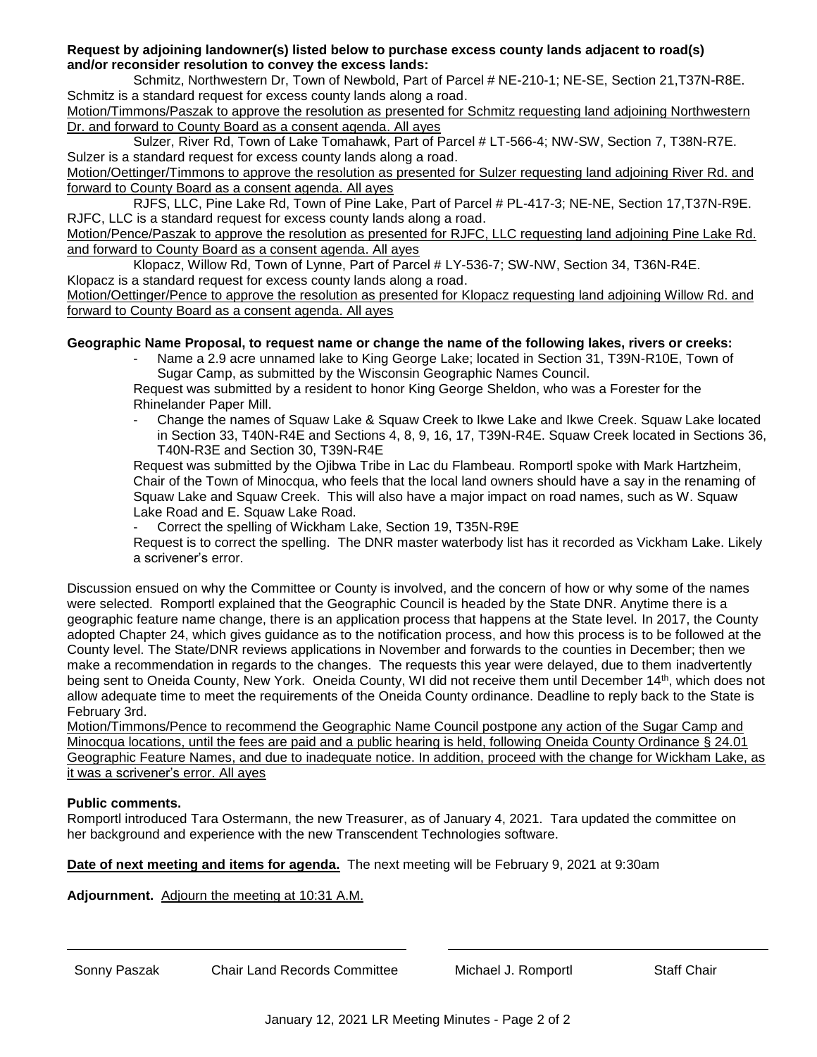**Request by adjoining landowner(s) listed below to purchase excess county lands adjacent to road(s) and/or reconsider resolution to convey the excess lands:**

Schmitz, Northwestern Dr, Town of Newbold, Part of Parcel # NE-210-1; NE-SE, Section 21,T37N-R8E. Schmitz is a standard request for excess county lands along a road.

Motion/Timmons/Paszak to approve the resolution as presented for Schmitz requesting land adjoining Northwestern Dr. and forward to County Board as a consent agenda. All ayes

Sulzer, River Rd, Town of Lake Tomahawk, Part of Parcel # LT-566-4; NW-SW, Section 7, T38N-R7E. Sulzer is a standard request for excess county lands along a road.

Motion/Oettinger/Timmons to approve the resolution as presented for Sulzer requesting land adjoining River Rd. and forward to County Board as a consent agenda. All ayes

RJFS, LLC, Pine Lake Rd, Town of Pine Lake, Part of Parcel # PL-417-3; NE-NE, Section 17,T37N-R9E. RJFC, LLC is a standard request for excess county lands along a road.

Motion/Pence/Paszak to approve the resolution as presented for RJFC, LLC requesting land adjoining Pine Lake Rd. and forward to County Board as a consent agenda. All ayes

Klopacz, Willow Rd, Town of Lynne, Part of Parcel # LY-536-7; SW-NW, Section 34, T36N-R4E. Klopacz is a standard request for excess county lands along a road.

Motion/Oettinger/Pence to approve the resolution as presented for Klopacz requesting land adjoining Willow Rd. and forward to County Board as a consent agenda. All ayes

**Geographic Name Proposal, to request name or change the name of the following lakes, rivers or creeks:**

- Name a 2.9 acre unnamed lake to King George Lake; located in Section 31, T39N-R10E, Town of Sugar Camp, as submitted by the Wisconsin Geographic Names Council.

Request was submitted by a resident to honor King George Sheldon, who was a Forester for the Rhinelander Paper Mill.

- Change the names of Squaw Lake & Squaw Creek to Ikwe Lake and Ikwe Creek. Squaw Lake located in Section 33, T40N-R4E and Sections 4, 8, 9, 16, 17, T39N-R4E. Squaw Creek located in Sections 36, T40N-R3E and Section 30, T39N-R4E

Request was submitted by the Ojibwa Tribe in Lac du Flambeau. Romportl spoke with Mark Hartzheim, Chair of the Town of Minocqua, who feels that the local land owners should have a say in the renaming of Squaw Lake and Squaw Creek. This will also have a major impact on road names, such as W. Squaw Lake Road and E. Squaw Lake Road.

- Correct the spelling of Wickham Lake, Section 19, T35N-R9E

Request is to correct the spelling. The DNR master waterbody list has it recorded as Vickham Lake. Likely a scrivener's error.

Discussion ensued on why the Committee or County is involved, and the concern of how or why some of the names were selected. Romportl explained that the Geographic Council is headed by the State DNR. Anytime there is a geographic feature name change, there is an application process that happens at the State level. In 2017, the County adopted Chapter 24, which gives guidance as to the notification process, and how this process is to be followed at the County level. The State/DNR reviews applications in November and forwards to the counties in December; then we make a recommendation in regards to the changes. The requests this year were delayed, due to them inadvertently being sent to Oneida County, New York. Oneida County, WI did not receive them until December 14th, which does not allow adequate time to meet the requirements of the Oneida County ordinance. Deadline to reply back to the State is February 3rd.

Motion/Timmons/Pence to recommend the Geographic Name Council postpone any action of the Sugar Camp and Minocqua locations, until the fees are paid and a public hearing is held, following Oneida County Ordinance § 24.01 Geographic Feature Names, and due to inadequate notice. In addition, proceed with the change for Wickham Lake, as it was a scrivener's error. All ayes

**Public comments.**

Romportl introduced Tara Ostermann, the new Treasurer, as of January 4, 2021. Tara updated the committee on her background and experience with the new Transcendent Technologies software.

**Date of next meeting and items for agenda.** The next meeting will be February 9, 2021 at 9:30am

**Adjournment.** Adjourn the meeting at 10:31 A.M.

| | | | |
|---|---|---|---|
| Sonny Paszak | Chair Land Records Committee | Michael J. Romportl | Staff Chair |